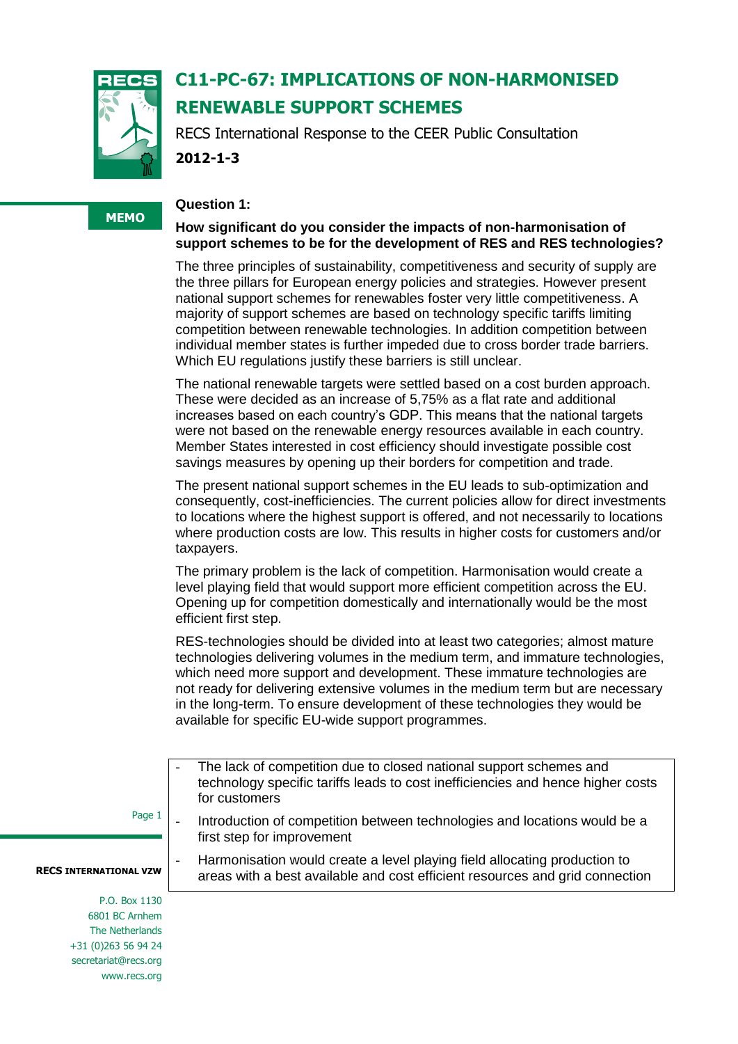# C11-PC-67: IMPLICATIONS OF NON-HARMONISED RENEWABLE SUPPORT SCHEMES

RECS International Response to the CEER Public Consultation

**2012-1-3**

**MEMO**

## Question 1:

**How significant do you consider the impacts of non-harmonisation of support schemes to be for the development of RES and RES technologies?**

The three principles of sustainability, competitiveness and security of supply are the three pillars for European energy policies and strategies. However present national support schemes for renewables foster very little competitiveness. A majority of support schemes are based on technology specific tariffs limiting competition between renewable technologies. In addition competition between individual member states is further impeded due to cross border trade barriers. Which EU regulations justify these barriers is still unclear.

The national renewable targets were settled based on a cost burden approach. These were decided as an increase of 5,75% as a flat rate and additional increases based on each country's GDP. This means that the national targets were not based on the renewable energy resources available in each country. Member States interested in cost efficiency should investigate possible cost savings measures by opening up their borders for competition and trade.

The present national support schemes in the EU leads to sub-optimization and consequently, cost-inefficiencies. The current policies allow for direct investments to locations where the highest support is offered, and not necessarily to locations where production costs are low. This results in higher costs for customers and/or taxpayers.

The primary problem is the lack of competition. Harmonisation would create a level playing field that would support more efficient competition across the EU. Opening up for competition domestically and internationally would be the most efficient first step.

RES-technologies should be divided into at least two categories; almost mature technologies delivering volumes in the medium term, and immature technologies, which need more support and development. These immature technologies are not ready for delivering extensive volumes in the medium term but are necessary in the long-term. To ensure development of these technologies they would be available for specific EU-wide support programmes.

- The lack of competition due to closed national support schemes and technology specific tariffs leads to cost inefficiencies and hence higher costs for customers
- Introduction of competition between technologies and locations would be a first step for improvement
- Harmonisation would create a level playing field allocating production to areas with a best available and cost efficient resources and grid connection

**RECS INTERNATIONAL VZW**

P.O. Box 1130
6801 BC Arnhem
The Netherlands
+31 (0)263 56 94 24
secretariat@recs.org
www.recs.org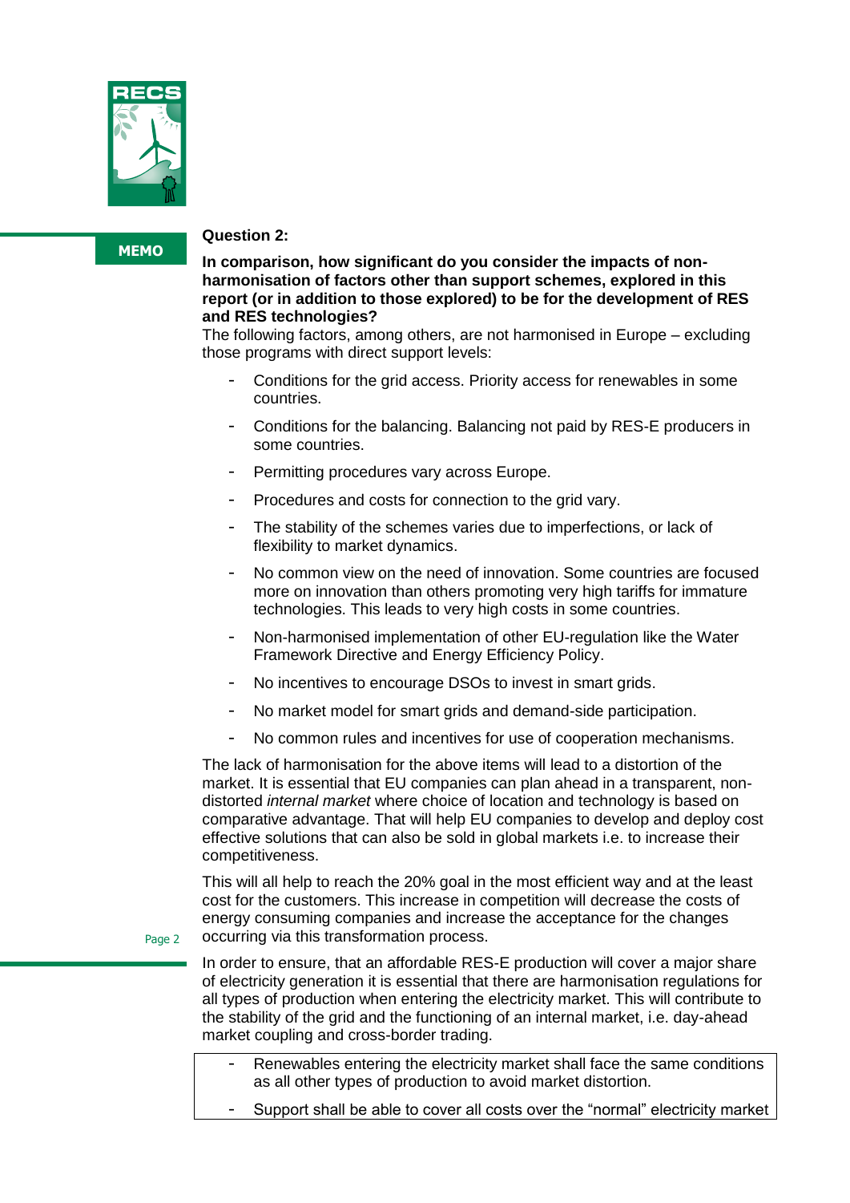**MEMO**

**Question 2:**

**In comparison, how significant do you consider the impacts of non-harmonisation of factors other than support schemes, explored in this report (or in addition to those explored) to be for the development of RES and RES technologies?**

The following factors, among others, are not harmonised in Europe – excluding those programs with direct support levels:

- Conditions for the grid access. Priority access for renewables in some countries.
- Conditions for the balancing. Balancing not paid by RES-E producers in some countries.
- Permitting procedures vary across Europe.
- Procedures and costs for connection to the grid vary.
- The stability of the schemes varies due to imperfections, or lack of flexibility to market dynamics.
- No common view on the need of innovation. Some countries are focused more on innovation than others promoting very high tariffs for immature technologies. This leads to very high costs in some countries.
- Non-harmonised implementation of other EU-regulation like the Water Framework Directive and Energy Efficiency Policy.
- No incentives to encourage DSOs to invest in smart grids.
- No market model for smart grids and demand-side participation.
- No common rules and incentives for use of cooperation mechanisms.

The lack of harmonisation for the above items will lead to a distortion of the market. It is essential that EU companies can plan ahead in a transparent, non-distorted *internal market* where choice of location and technology is based on comparative advantage. That will help EU companies to develop and deploy cost effective solutions that can also be sold in global markets i.e. to increase their competitiveness.

This will all help to reach the 20% goal in the most efficient way and at the least cost for the customers. This increase in competition will decrease the costs of energy consuming companies and increase the acceptance for the changes occurring via this transformation process.

In order to ensure, that an affordable RES-E production will cover a major share of electricity generation it is essential that there are harmonisation regulations for all types of production when entering the electricity market. This will contribute to the stability of the grid and the functioning of an internal market, i.e. day-ahead market coupling and cross-border trading.

- Renewables entering the electricity market shall face the same conditions as all other types of production to avoid market distortion.
- Support shall be able to cover all costs over the "normal" electricity market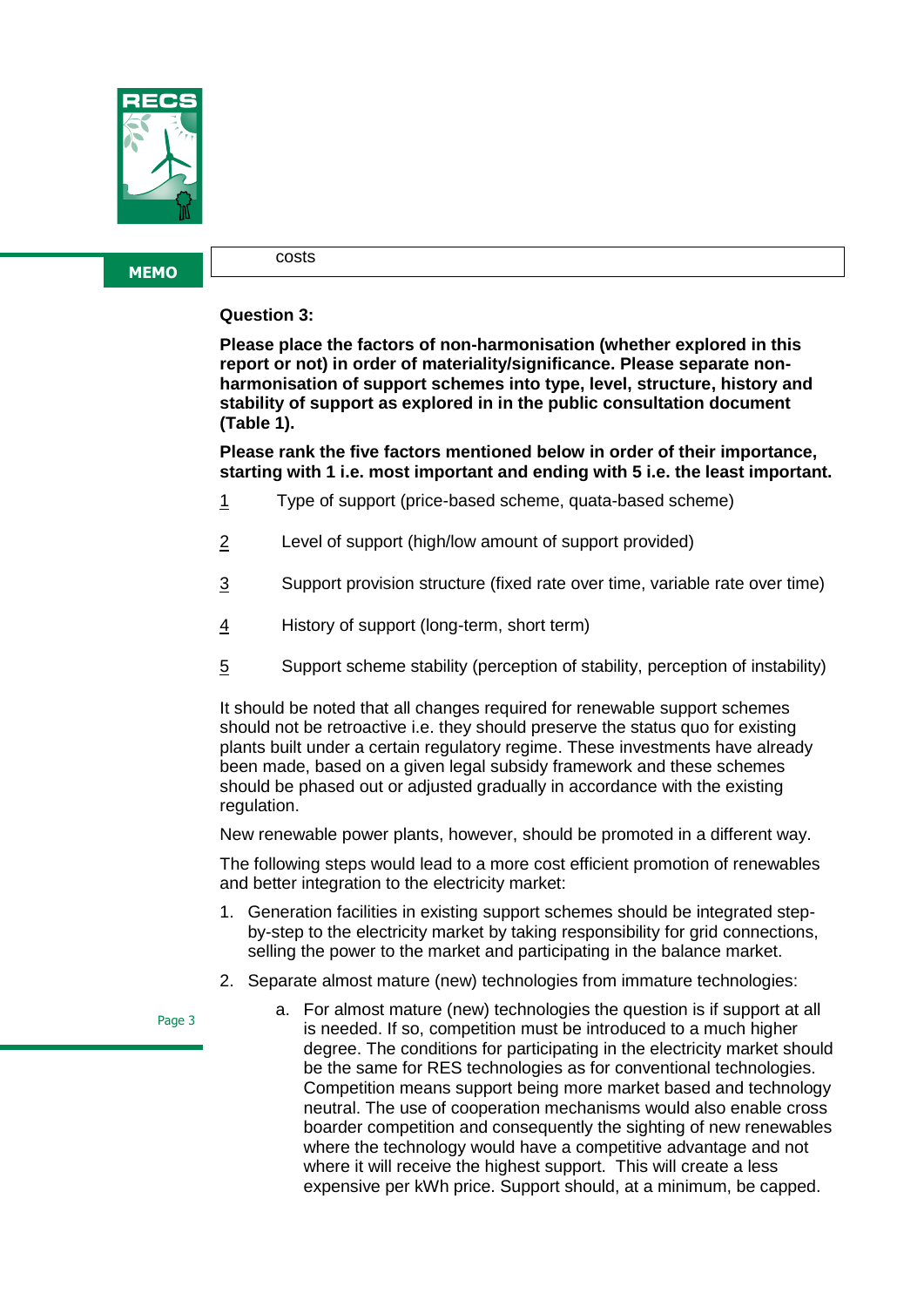costs

**Question 3:**

**Please place the factors of non-harmonisation (whether explored in this report or not) in order of materiality/significance. Please separate non-harmonisation of support schemes into type, level, structure, history and stability of support as explored in in the public consultation document (Table 1).**

**Please rank the five factors mentioned below in order of their importance, starting with 1 i.e. most important and ending with 5 i.e. the least important.**

1 Type of support (price-based scheme, quata-based scheme)

2 Level of support (high/low amount of support provided)

3 Support provision structure (fixed rate over time, variable rate over time)

4 History of support (long-term, short term)

5 Support scheme stability (perception of stability, perception of instability)

It should be noted that all changes required for renewable support schemes should not be retroactive i.e. they should preserve the status quo for existing plants built under a certain regulatory regime. These investments have already been made, based on a given legal subsidy framework and these schemes should be phased out or adjusted gradually in accordance with the existing regulation.

New renewable power plants, however, should be promoted in a different way.

The following steps would lead to a more cost efficient promotion of renewables and better integration to the electricity market:

1. Generation facilities in existing support schemes should be integrated step-by-step to the electricity market by taking responsibility for grid connections, selling the power to the market and participating in the balance market.
2. Separate almost mature (new) technologies from immature technologies:
   a. For almost mature (new) technologies the question is if support at all is needed. If so, competition must be introduced to a much higher degree. The conditions for participating in the electricity market should be the same for RES technologies as for conventional technologies. Competition means support being more market based and technology neutral. The use of cooperation mechanisms would also enable cross boarder competition and consequently the sighting of new renewables where the technology would have a competitive advantage and not where it will receive the highest support. This will create a less expensive per kWh price. Support should, at a minimum, be capped.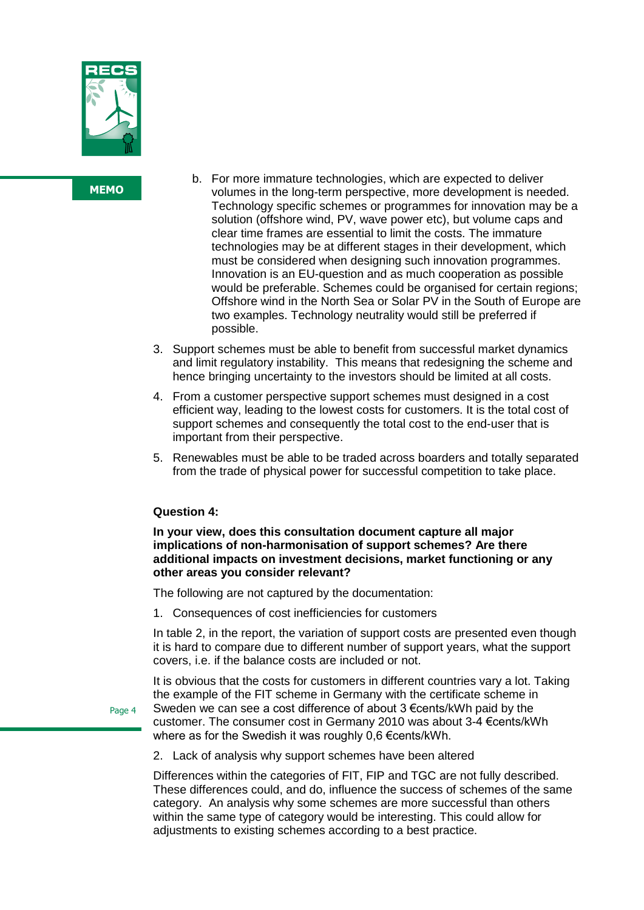b. For more immature technologies, which are expected to deliver volumes in the long-term perspective, more development is needed. Technology specific schemes or programmes for innovation may be a solution (offshore wind, PV, wave power etc), but volume caps and clear time frames are essential to limit the costs. The immature technologies may be at different stages in their development, which must be considered when designing such innovation programmes. Innovation is an EU-question and as much cooperation as possible would be preferable. Schemes could be organised for certain regions; Offshore wind in the North Sea or Solar PV in the South of Europe are two examples. Technology neutrality would still be preferred if possible.

3. Support schemes must be able to benefit from successful market dynamics and limit regulatory instability. This means that redesigning the scheme and hence bringing uncertainty to the investors should be limited at all costs.
4. From a customer perspective support schemes must designed in a cost efficient way, leading to the lowest costs for customers. It is the total cost of support schemes and consequently the total cost to the end-user that is important from their perspective.
5. Renewables must be able to be traded across boarders and totally separated from the trade of physical power for successful competition to take place.

**Question 4:**

**In your view, does this consultation document capture all major implications of non-harmonisation of support schemes? Are there additional impacts on investment decisions, market functioning or any other areas you consider relevant?**

The following are not captured by the documentation:

1. Consequences of cost inefficiencies for customers

In table 2, in the report, the variation of support costs are presented even though it is hard to compare due to different number of support years, what the support covers, i.e. if the balance costs are included or not.

It is obvious that the costs for customers in different countries vary a lot. Taking the example of the FIT scheme in Germany with the certificate scheme in Sweden we can see a cost difference of about 3 €cents/kWh paid by the customer. The consumer cost in Germany 2010 was about 3-4 €cents/kWh where as for the Swedish it was roughly 0,6 €cents/kWh.

2. Lack of analysis why support schemes have been altered

Differences within the categories of FIT, FIP and TGC are not fully described. These differences could, and do, influence the success of schemes of the same category. An analysis why some schemes are more successful than others within the same type of category would be interesting. This could allow for adjustments to existing schemes according to a best practice.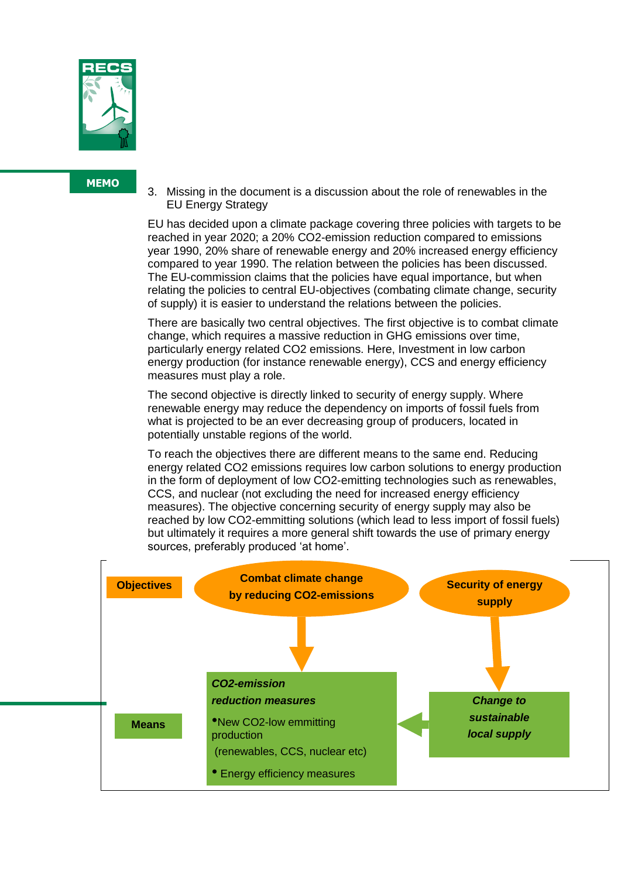3. Missing in the document is a discussion about the role of renewables in the EU Energy Strategy

EU has decided upon a climate package covering three policies with targets to be reached in year 2020; a 20% CO2-emission reduction compared to emissions year 1990, 20% share of renewable energy and 20% increased energy efficiency compared to year 1990. The relation between the policies has been discussed. The EU-commission claims that the policies have equal importance, but when relating the policies to central EU-objectives (combating climate change, security of supply) it is easier to understand the relations between the policies.

There are basically two central objectives. The first objective is to combat climate change, which requires a massive reduction in GHG emissions over time, particularly energy related CO2 emissions. Here, Investment in low carbon energy production (for instance renewable energy), CCS and energy efficiency measures must play a role.

The second objective is directly linked to security of energy supply. Where renewable energy may reduce the dependency on imports of fossil fuels from what is projected to be an ever decreasing group of producers, located in potentially unstable regions of the world.

To reach the objectives there are different means to the same end. Reducing energy related CO2 emissions requires low carbon solutions to energy production in the form of deployment of low CO2-emitting technologies such as renewables, CCS, and nuclear (not excluding the need for increased energy efficiency measures). The objective concerning security of energy supply may also be reached by low CO2-emmitting solutions (which lead to less import of fossil fuels) but ultimately it requires a more general shift towards the use of primary energy sources, preferably produced 'at home'.

**Objectives**

**Combat climate change by reducing CO2-emissions** → ***CO2-emission reduction measures***
- New CO2-low emmitting production (renewables, CCS, nuclear etc)
- Energy efficiency measures

**Security of energy supply** → ***Change to sustainable local supply*** → ***CO2-emission reduction measures***

**Means**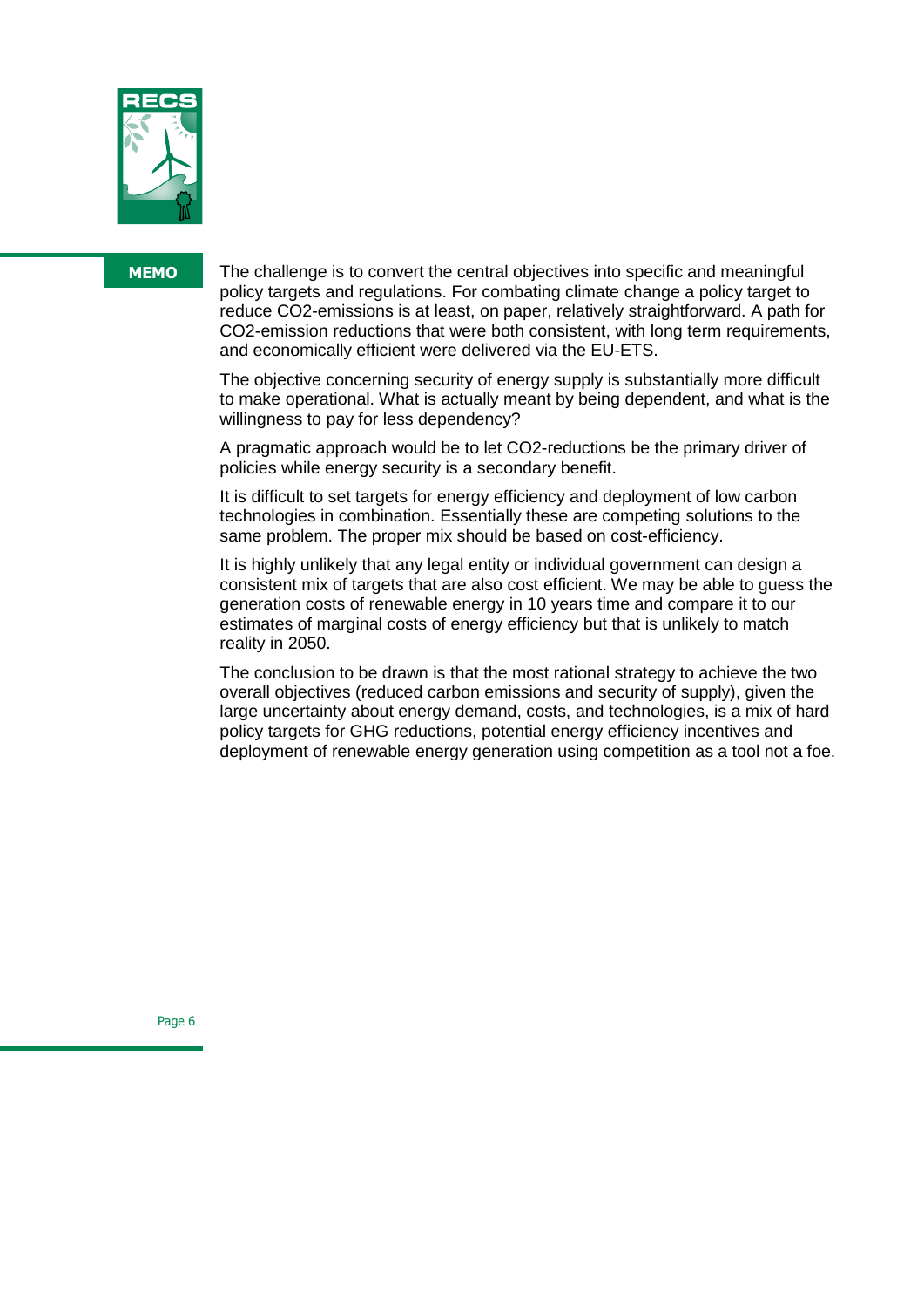**MEMO**

The challenge is to convert the central objectives into specific and meaningful policy targets and regulations. For combating climate change a policy target to reduce $CO_2$-emissions is at least, on paper, relatively straightforward. A path for $CO_2$-emission reductions that were both consistent, with long term requirements, and economically efficient were delivered via the EU-ETS.

The objective concerning security of energy supply is substantially more difficult to make operational. What is actually meant by being dependent, and what is the willingness to pay for less dependency?

A pragmatic approach would be to let $CO_2$-reductions be the primary driver of policies while energy security is a secondary benefit.

It is difficult to set targets for energy efficiency and deployment of low carbon technologies in combination. Essentially these are competing solutions to the same problem. The proper mix should be based on cost-efficiency.

It is highly unlikely that any legal entity or individual government can design a consistent mix of targets that are also cost efficient. We may be able to guess the generation costs of renewable energy in 10 years time and compare it to our estimates of marginal costs of energy efficiency but that is unlikely to match reality in 2050.

The conclusion to be drawn is that the most rational strategy to achieve the two overall objectives (reduced carbon emissions and security of supply), given the large uncertainty about energy demand, costs, and technologies, is a mix of hard policy targets for GHG reductions, potential energy efficiency incentives and deployment of renewable energy generation using competition as a tool not a foe.